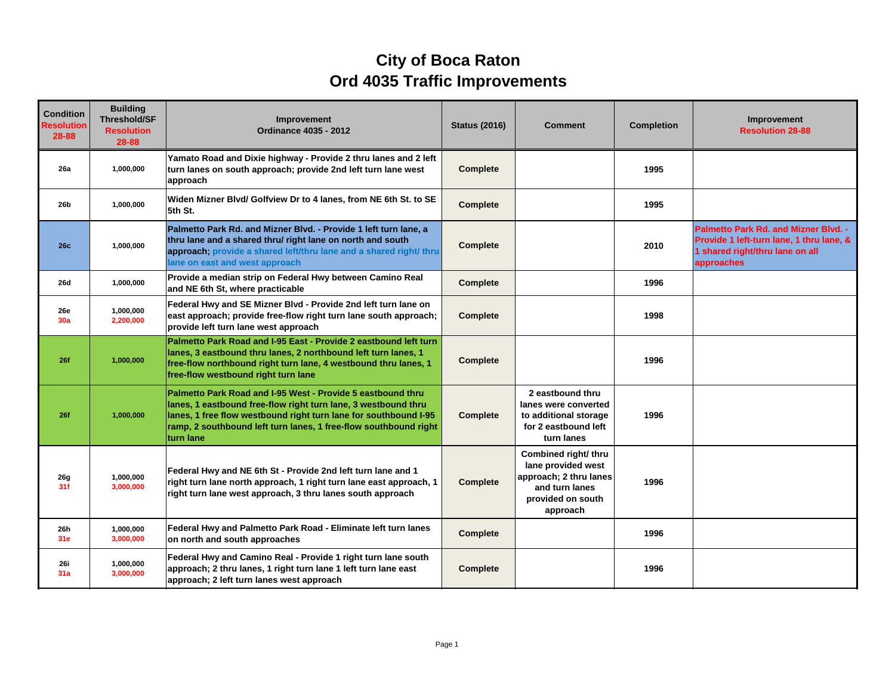# City of Boca Raton
## Ord 4035 Traffic Improvements

| Condition Resolution 28-88 | Building Threshold/SF Resolution 28-88 | Improvement Ordinance 4035 - 2012 | Status (2016) | Comment | Completion | Improvement Resolution 28-88 |
|---|---|---|---|---|---|---|
| 26a | 1,000,000 | Yamato Road and Dixie highway - Provide 2 thru lanes and 2 left turn lanes on south approach; provide 2nd left turn lane west approach | Complete | | 1995 | |
| 26b | 1,000,000 | Widen Mizner Blvd/ Golfview Dr to 4 lanes, from NE 6th St. to SE 5th St. | Complete | | 1995 | |
| 26c | 1,000,000 | Palmetto Park Rd. and Mizner Blvd. - Provide 1 left turn lane, a thru lane and a shared thru/ right lane on north and south approach; provide a shared left/thru lane and a shared right/ thru lane on east and west approach | Complete | | 2010 | Palmetto Park Rd. and Mizner Blvd. - Provide 1 left-turn lane, 1 thru lane, & 1 shared right/thru lane on all approaches |
| 26d | 1,000,000 | Provide a median strip on Federal Hwy between Camino Real and NE 6th St, where practicable | Complete | | 1996 | |
| 26e 30a | 1,000,000 2,200,000 | Federal Hwy and SE Mizner Blvd - Provide 2nd left turn lane on east approach; provide free-flow right turn lane south approach; provide left turn lane west approach | Complete | | 1998 | |
| 26f | 1,000,000 | Palmetto Park Road and I-95 East - Provide 2 eastbound left turn lanes, 3 eastbound thru lanes, 2 northbound left turn lanes, 1 free-flow northbound right turn lane, 4 westbound thru lanes, 1 free-flow westbound right turn lane | Complete | | 1996 | |
| 26f | 1,000,000 | Palmetto Park Road and I-95 West - Provide 5 eastbound thru lanes, 1 eastbound free-flow right turn lane, 3 westbound thru lanes, 1 free flow westbound right turn lane for southbound I-95 ramp, 2 southbound left turn lanes, 1 free-flow southbound right turn lane | Complete | 2 eastbound thru lanes were converted to additional storage for 2 eastbound left turn lanes | 1996 | |
| 26g 31f | 1,000,000 3,000,000 | Federal Hwy and NE 6th St - Provide 2nd left turn lane and 1 right turn lane north approach, 1 right turn lane east approach, 1 right turn lane west approach, 3 thru lanes south approach | Complete | Combined right/ thru lane provided west approach; 2 thru lanes and turn lanes provided on south approach | 1996 | |
| 26h 31e | 1,000,000 3,000,000 | Federal Hwy and Palmetto Park Road - Eliminate left turn lanes on north and south approaches | Complete | | 1996 | |
| 26i 31a | 1,000,000 3,000,000 | Federal Hwy and Camino Real - Provide 1 right turn lane south approach; 2 thru lanes, 1 right turn lane 1 left turn lane east approach; 2 left turn lanes west approach | Complete | | 1996 | |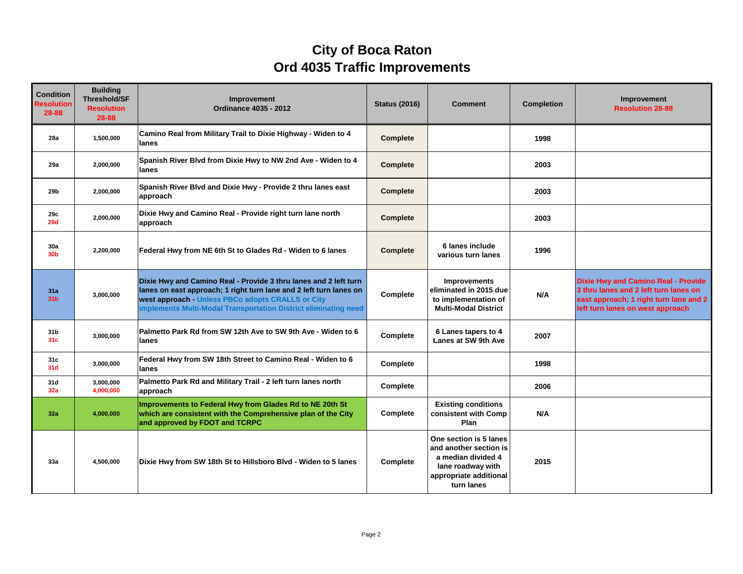# City of Boca Raton
# Ord 4035 Traffic Improvements

| Condition Resolution 28-88 | Building Threshold/SF Resolution 28-88 | Improvement Ordinance 4035 - 2012 | Status (2016) | Comment | Completion | Improvement Resolution 28-88 |
|---|---|---|---|---|---|---|
| 28a | 1,500,000 | Camino Real from Military Trail to Dixie Highway - Widen to 4 lanes | Complete | | 1998 | |
| 29a | 2,000,000 | Spanish River Blvd from Dixie Hwy to NW 2nd Ave - Widen to 4 lanes | Complete | | 2003 | |
| 29b | 2,000,000 | Spanish River Blvd and Dixie Hwy - Provide 2 thru lanes east approach | Complete | | 2003 | |
| 29c 29d | 2,000,000 | Dixie Hwy and Camino Real - Provide right turn lane north approach | Complete | | 2003 | |
| 30a 30b | 2,200,000 | Federal Hwy from NE 6th St to Glades Rd - Widen to 6 lanes | Complete | 6 lanes include various turn lanes | 1996 | |
| 31a 31b | 3,000,000 | Dixie Hwy and Camino Real - Provide 3 thru lanes and 2 left turn lanes on east approach; 1 right turn lane and 2 left turn lanes on west approach - Unless PBCo adopts CRALLS or City implements Multi-Modal Transportation District eliminating need | Complete | Improvements eliminated in 2015 due to implementation of Multi-Modal District | N/A | Dixie Hwy and Camino Real - Provide 3 thru lanes and 2 left turn lanes on east approach; 1 right turn lane and 2 left turn lanes on west approach |
| 31b 31c | 3,000,000 | Palmetto Park Rd from SW 12th Ave to SW 9th Ave - Widen to 6 lanes | Complete | 6 Lanes tapers to 4 Lanes at SW 9th Ave | 2007 | |
| 31c 31d | 3,000,000 | Federal Hwy from SW 18th Street to Camino Real - Widen to 6 lanes | Complete | | 1998 | |
| 31d 32a | 3,000,000 4,000,000 | Palmetto Park Rd and Military Trail - 2 left turn lanes north approach | Complete | | 2006 | |
| 32a | 4,000,000 | Improvements to Federal Hwy from Glades Rd to NE 20th St which are consistent with the Comprehensive plan of the City and approved by FDOT and TCRPC | Complete | Existing conditions consistent with Comp Plan | N/A | |
| 33a | 4,500,000 | Dixie Hwy from SW 18th St to Hillsboro Blvd - Widen to 5 lanes | Complete | One section is 5 lanes and another section is a median divided 4 lane roadway with appropriate additional turn lanes | 2015 | |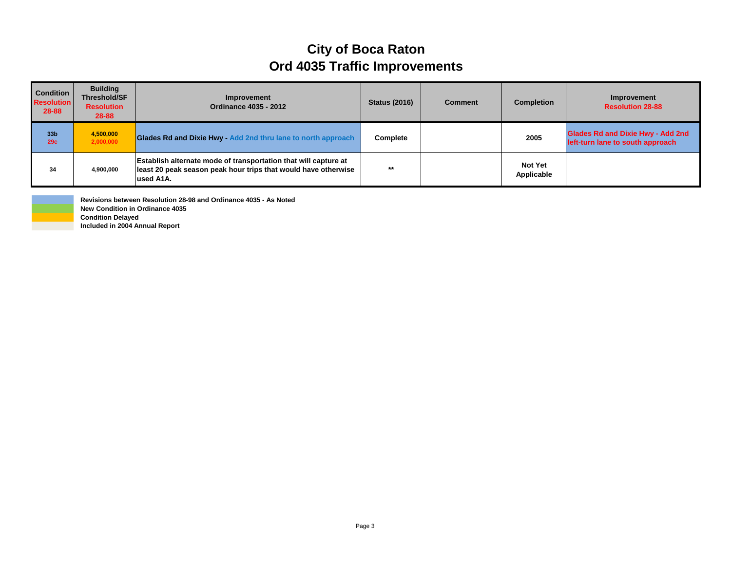# City of Boca Raton
## Ord 4035 Traffic Improvements

| Condition Resolution 28-88 | Building Threshold/SF Resolution 28-88 | Improvement Ordinance 4035 - 2012 | Status (2016) | Comment | Completion | Improvement Resolution 28-88 |
|---|---|---|---|---|---|---|
| 33b 29c | 4,500,000 2,000,000 | **Glades Rd and Dixie Hwy -** Add 2nd thru lane to north approach | Complete | | 2005 | Glades Rd and Dixie Hwy - Add 2nd left-turn lane to south approach |
| 34 | 4,900,000 | Establish alternate mode of transportation that will capture at least 20 peak season peak hour trips that would have otherwise used A1A. | ** | | Not Yet Applicable | |

- Revisions between Resolution 28-98 and Ordinance 4035 - As Noted
- New Condition in Ordinance 4035
- Condition Delayed
- Included in 2004 Annual Report